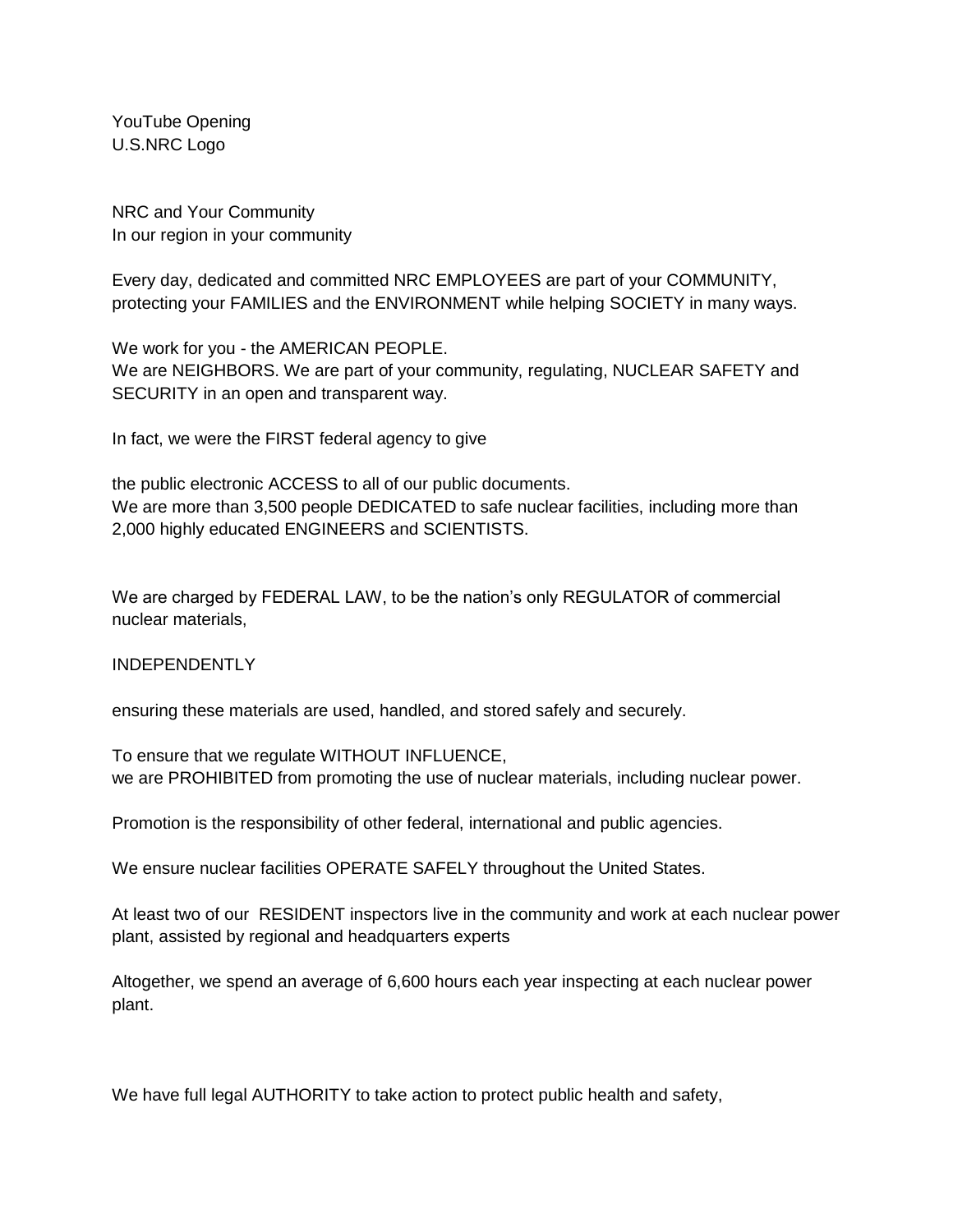YouTube Opening
U.S.NRC Logo

NRC and Your Community
In our region in your community

Every day, dedicated and committed NRC EMPLOYEES are part of your COMMUNITY, protecting your FAMILIES and the ENVIRONMENT while helping SOCIETY in many ways.

We work for you - the AMERICAN PEOPLE.
We are NEIGHBORS. We are part of your community, regulating, NUCLEAR SAFETY and SECURITY in an open and transparent way.

In fact, we were the FIRST federal agency to give

the public electronic ACCESS to all of our public documents.
We are more than 3,500 people DEDICATED to safe nuclear facilities, including more than 2,000 highly educated ENGINEERS and SCIENTISTS.

We are charged by FEDERAL LAW, to be the nation's only REGULATOR of commercial nuclear materials,

INDEPENDENTLY

ensuring these materials are used, handled, and stored safely and securely.

To ensure that we regulate WITHOUT INFLUENCE,
we are PROHIBITED from promoting the use of nuclear materials, including nuclear power.

Promotion is the responsibility of other federal, international and public agencies.

We ensure nuclear facilities OPERATE SAFELY throughout the United States.

At least two of our RESIDENT inspectors live in the community and work at each nuclear power plant, assisted by regional and headquarters experts

Altogether, we spend an average of 6,600 hours each year inspecting at each nuclear power plant.

We have full legal AUTHORITY to take action to protect public health and safety,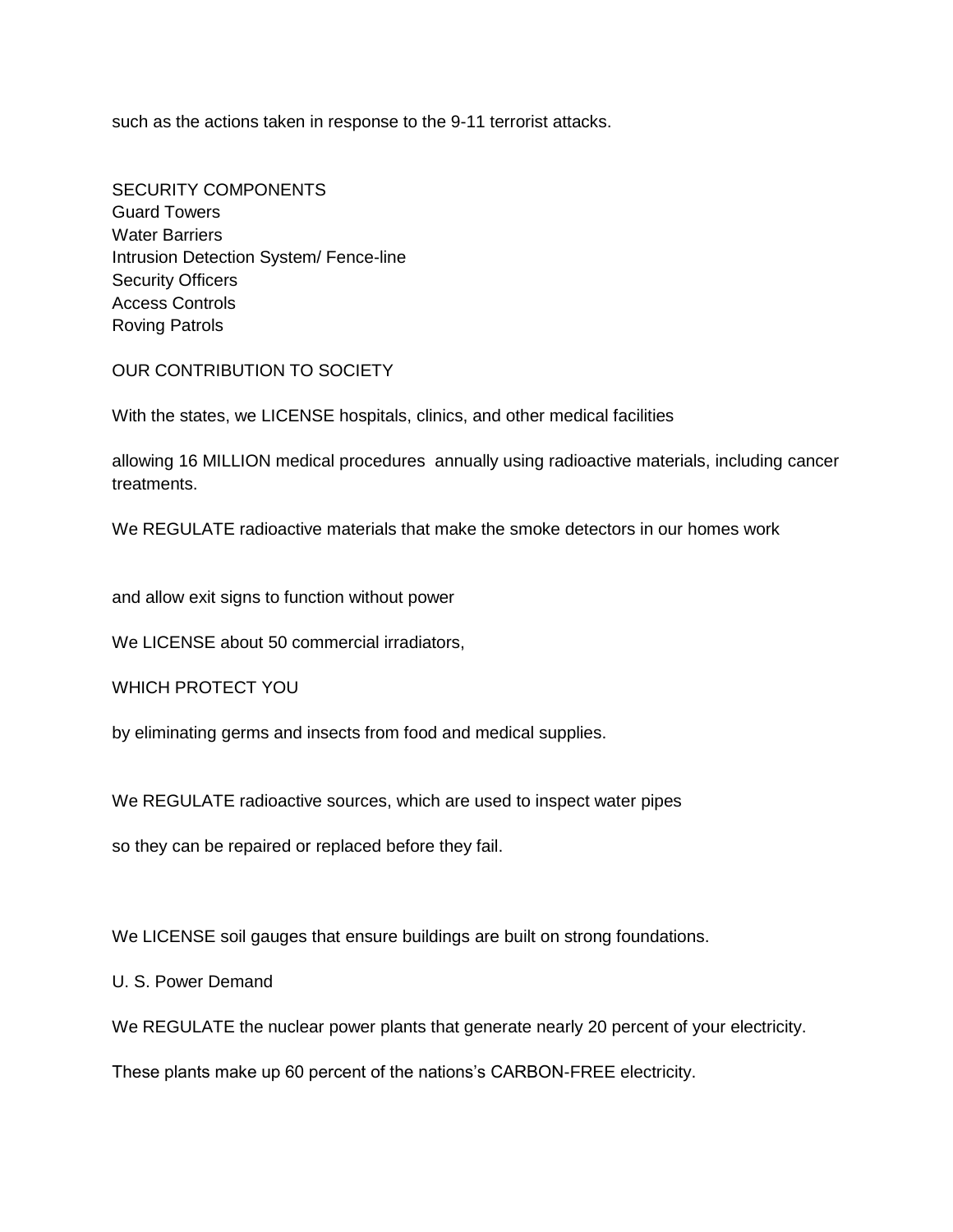such as the actions taken in response to the 9-11 terrorist attacks.

SECURITY COMPONENTS
Guard Towers
Water Barriers
Intrusion Detection System/ Fence-line
Security Officers
Access Controls
Roving Patrols

OUR CONTRIBUTION TO SOCIETY

With the states, we LICENSE hospitals, clinics, and other medical facilities

allowing 16 MILLION medical procedures annually using radioactive materials, including cancer treatments.

We REGULATE radioactive materials that make the smoke detectors in our homes work

and allow exit signs to function without power

We LICENSE about 50 commercial irradiators,

WHICH PROTECT YOU

by eliminating germs and insects from food and medical supplies.

We REGULATE radioactive sources, which are used to inspect water pipes

so they can be repaired or replaced before they fail.

We LICENSE soil gauges that ensure buildings are built on strong foundations.

U. S. Power Demand

We REGULATE the nuclear power plants that generate nearly 20 percent of your electricity.

These plants make up 60 percent of the nations's CARBON-FREE electricity.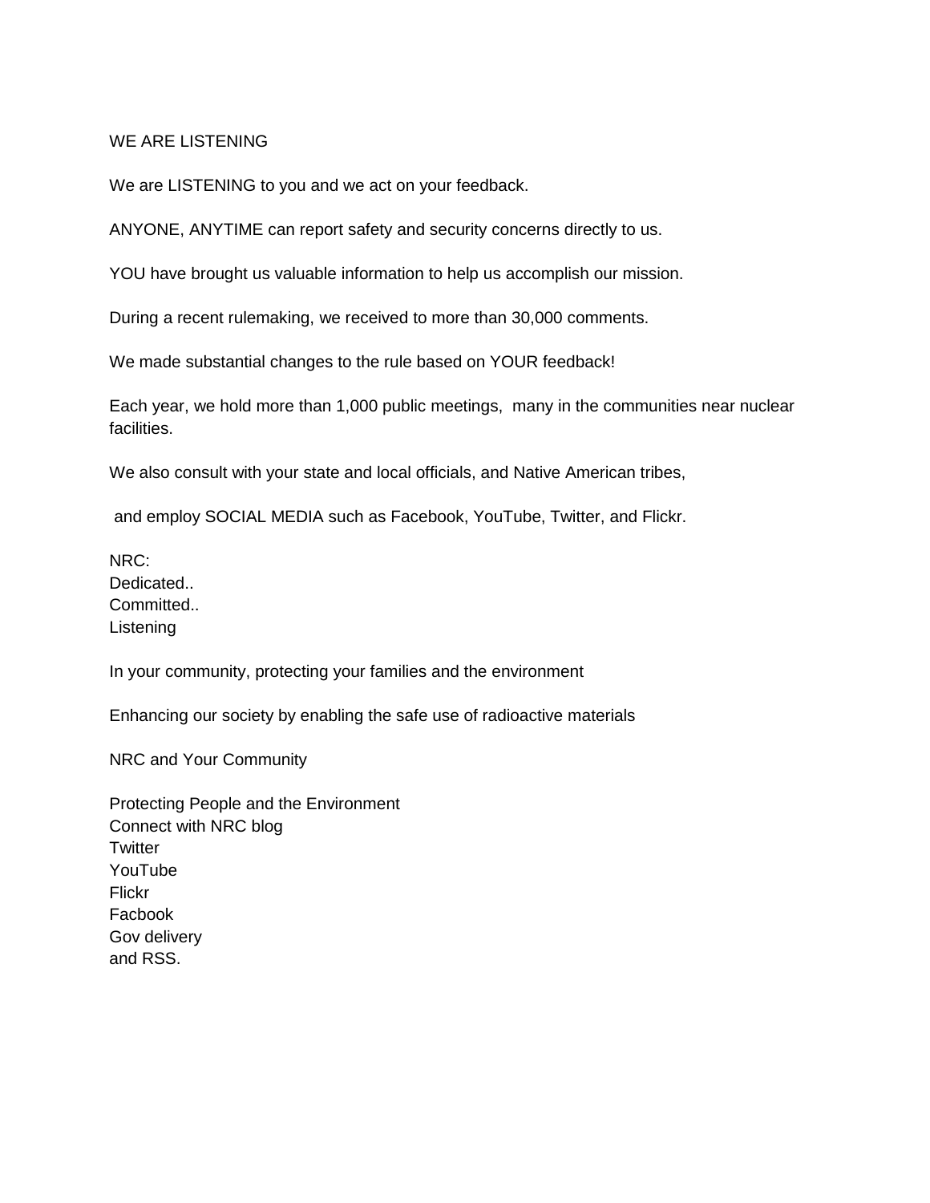WE ARE LISTENING

We are LISTENING to you and we act on your feedback.

ANYONE, ANYTIME can report safety and security concerns directly to us.

YOU have brought us valuable information to help us accomplish our mission.

During a recent rulemaking, we received to more than 30,000 comments.

We made substantial changes to the rule based on YOUR feedback!

Each year, we hold more than 1,000 public meetings, many in the communities near nuclear facilities.

We also consult with your state and local officials, and Native American tribes,

and employ SOCIAL MEDIA such as Facebook, YouTube, Twitter, and Flickr.

NRC:  
Dedicated..  
Committed..  
Listening

In your community, protecting your families and the environment

Enhancing our society by enabling the safe use of radioactive materials

NRC and Your Community

Protecting People and the Environment  
Connect with NRC blog  
Twitter  
YouTube  
Flickr  
Facbook  
Gov delivery  
and RSS.